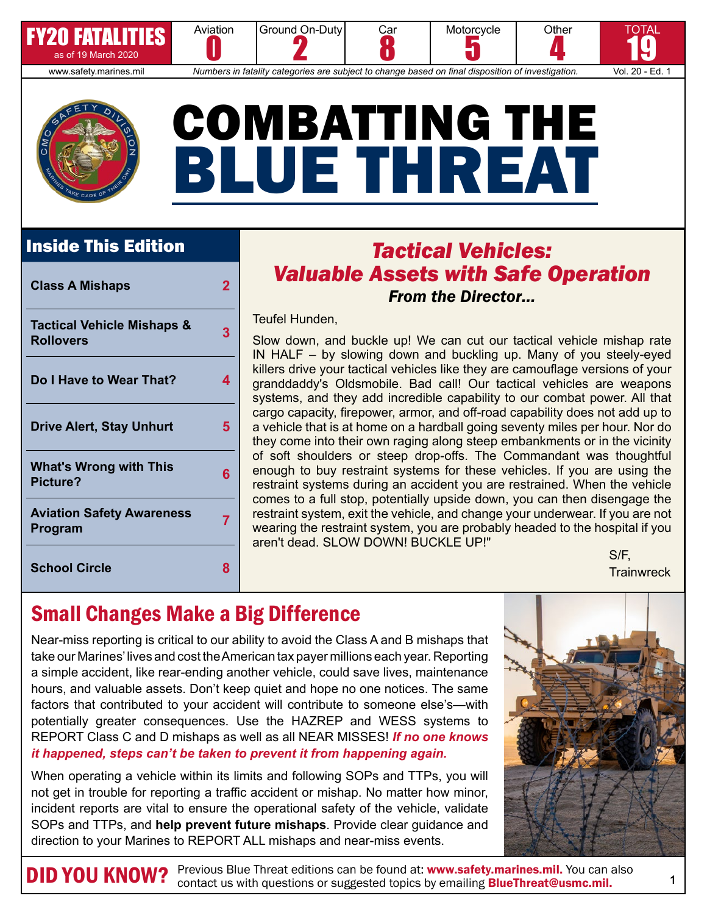| FY20 FATALITIES as of 19 March 2020 | Aviation | Ground On-Duty | Car | Motorcycle | Other | TOTAL |
|---|---|---|---|---|---|---|
| | 0 | 2 | 8 | 5 | 4 | 19 |

www.safety.marines.mil — *Numbers in fatality categories are subject to change based on final disposition of investigation.* — Vol. 20 - Ed. 1

# COMBATTING THE BLUE THREAT

## Inside This Edition

| | |
|---|---|
| Class A Mishaps | 2 |
| Tactical Vehicle Mishaps & Rollovers | 3 |
| Do I Have to Wear That? | 4 |
| Drive Alert, Stay Unhurt | 5 |
| What's Wrong with This Picture? | 6 |
| Aviation Safety Awareness Program | 7 |
| School Circle | 8 |

## *Tactical Vehicles: Valuable Assets with Safe Operation*

***From the Director...***

Teufel Hunden,

Slow down, and buckle up! We can cut our tactical vehicle mishap rate IN HALF – by slowing down and buckling up. Many of you steely-eyed killers drive your tactical vehicles like they are camouflage versions of your granddaddy's Oldsmobile. Bad call! Our tactical vehicles are weapons systems, and they add incredible capability to our combat power. All that cargo capacity, firepower, armor, and off-road capability does not add up to a vehicle that is at home on a hardball going seventy miles per hour. Nor do they come into their own raging along steep embankments or in the vicinity of soft shoulders or steep drop-offs. The Commandant was thoughtful enough to buy restraint systems for these vehicles. If you are using the restraint systems during an accident you are restrained. When the vehicle comes to a full stop, potentially upside down, you can then disengage the restraint system, exit the vehicle, and change your underwear. If you are not wearing the restraint system, you are probably headed to the hospital if you aren't dead. SLOW DOWN! BUCKLE UP!"

S/F,
Trainwreck

## Small Changes Make a Big Difference

Near-miss reporting is critical to our ability to avoid the Class A and B mishaps that take our Marines' lives and cost the American tax payer millions each year. Reporting a simple accident, like rear-ending another vehicle, could save lives, maintenance hours, and valuable assets. Don't keep quiet and hope no one notices. The same factors that contributed to your accident will contribute to someone else's—with potentially greater consequences. Use the HAZREP and WESS systems to REPORT Class C and D mishaps as well as all NEAR MISSES! ***If no one knows it happened, steps can't be taken to prevent it from happening again.***

When operating a vehicle within its limits and following SOPs and TTPs, you will not get in trouble for reporting a traffic accident or mishap. No matter how minor, incident reports are vital to ensure the operational safety of the vehicle, validate SOPs and TTPs, and **help prevent future mishaps**. Provide clear guidance and direction to your Marines to REPORT ALL mishaps and near-miss events.

**DID YOU KNOW?** Previous Blue Threat editions can be found at: **www.safety.marines.mil.** You can also contact us with questions or suggested topics by emailing **BlueThreat@usmc.mil.**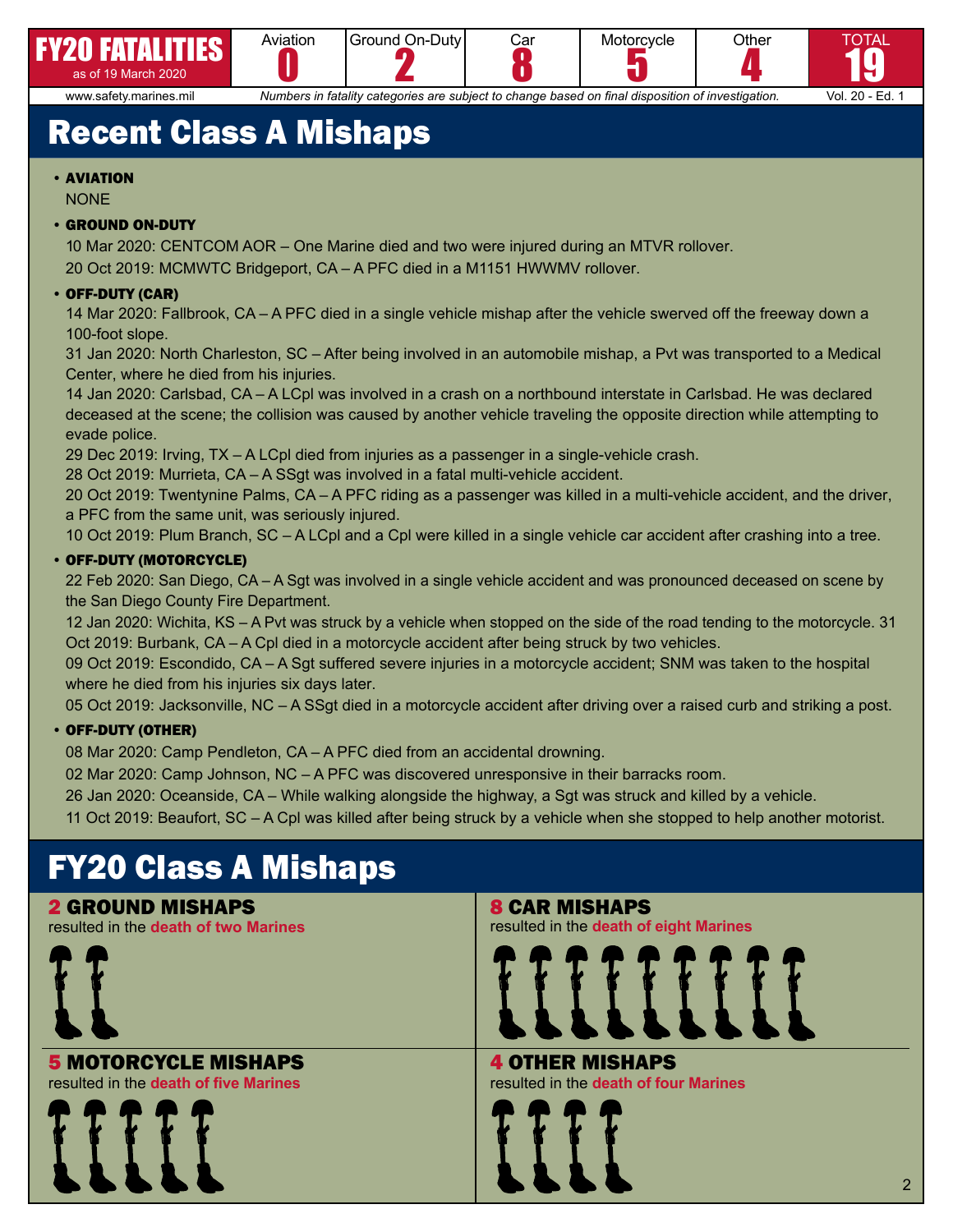| FY20 FATALITIES as of 19 March 2020 | Aviation | Ground On-Duty | Car | Motorcycle | Other | TOTAL |
|---|---|---|---|---|---|---|
| | 0 | 2 | 8 | 5 | 4 | 19 |

www.safety.marines.mil *Numbers in fatality categories are subject to change based on final disposition of investigation.* Vol. 20 - Ed. 1

# Recent Class A Mishaps

- **AVIATION**
  NONE
- **GROUND ON-DUTY**
  10 Mar 2020: CENTCOM AOR – One Marine died and two were injured during an MTVR rollover.
  20 Oct 2019: MCMWTC Bridgeport, CA – A PFC died in a M1151 HWWMV rollover.
- **OFF-DUTY (CAR)**
  14 Mar 2020: Fallbrook, CA – A PFC died in a single vehicle mishap after the vehicle swerved off the freeway down a 100-foot slope.
  31 Jan 2020: North Charleston, SC – After being involved in an automobile mishap, a Pvt was transported to a Medical Center, where he died from his injuries.
  14 Jan 2020: Carlsbad, CA – A LCpl was involved in a crash on a northbound interstate in Carlsbad. He was declared deceased at the scene; the collision was caused by another vehicle traveling the opposite direction while attempting to evade police.
  29 Dec 2019: Irving, TX – A LCpl died from injuries as a passenger in a single-vehicle crash.
  28 Oct 2019: Murrieta, CA – A SSgt was involved in a fatal multi-vehicle accident.
  20 Oct 2019: Twentynine Palms, CA – A PFC riding as a passenger was killed in a multi-vehicle accident, and the driver, a PFC from the same unit, was seriously injured.
  10 Oct 2019: Plum Branch, SC – A LCpl and a Cpl were killed in a single vehicle car accident after crashing into a tree.
- **OFF-DUTY (MOTORCYCLE)**
  22 Feb 2020: San Diego, CA – A Sgt was involved in a single vehicle accident and was pronounced deceased on scene by the San Diego County Fire Department.
  12 Jan 2020: Wichita, KS – A Pvt was struck by a vehicle when stopped on the side of the road tending to the motorcycle. 31 Oct 2019: Burbank, CA – A Cpl died in a motorcycle accident after being struck by two vehicles.
  09 Oct 2019: Escondido, CA – A Sgt suffered severe injuries in a motorcycle accident; SNM was taken to the hospital where he died from his injuries six days later.
  05 Oct 2019: Jacksonville, NC – A SSgt died in a motorcycle accident after driving over a raised curb and striking a post.
- **OFF-DUTY (OTHER)**
  08 Mar 2020: Camp Pendleton, CA – A PFC died from an accidental drowning.
  02 Mar 2020: Camp Johnson, NC – A PFC was discovered unresponsive in their barracks room.
  26 Jan 2020: Oceanside, CA – While walking alongside the highway, a Sgt was struck and killed by a vehicle.
  11 Oct 2019: Beaufort, SC – A Cpl was killed after being struck by a vehicle when she stopped to help another motorist.

# FY20 Class A Mishaps

### 2 GROUND MISHAPS
resulted in the **death of two Marines**

### 8 CAR MISHAPS
resulted in the **death of eight Marines**

### 5 MOTORCYCLE MISHAPS
resulted in the **death of five Marines**

### 4 OTHER MISHAPS
resulted in the **death of four Marines**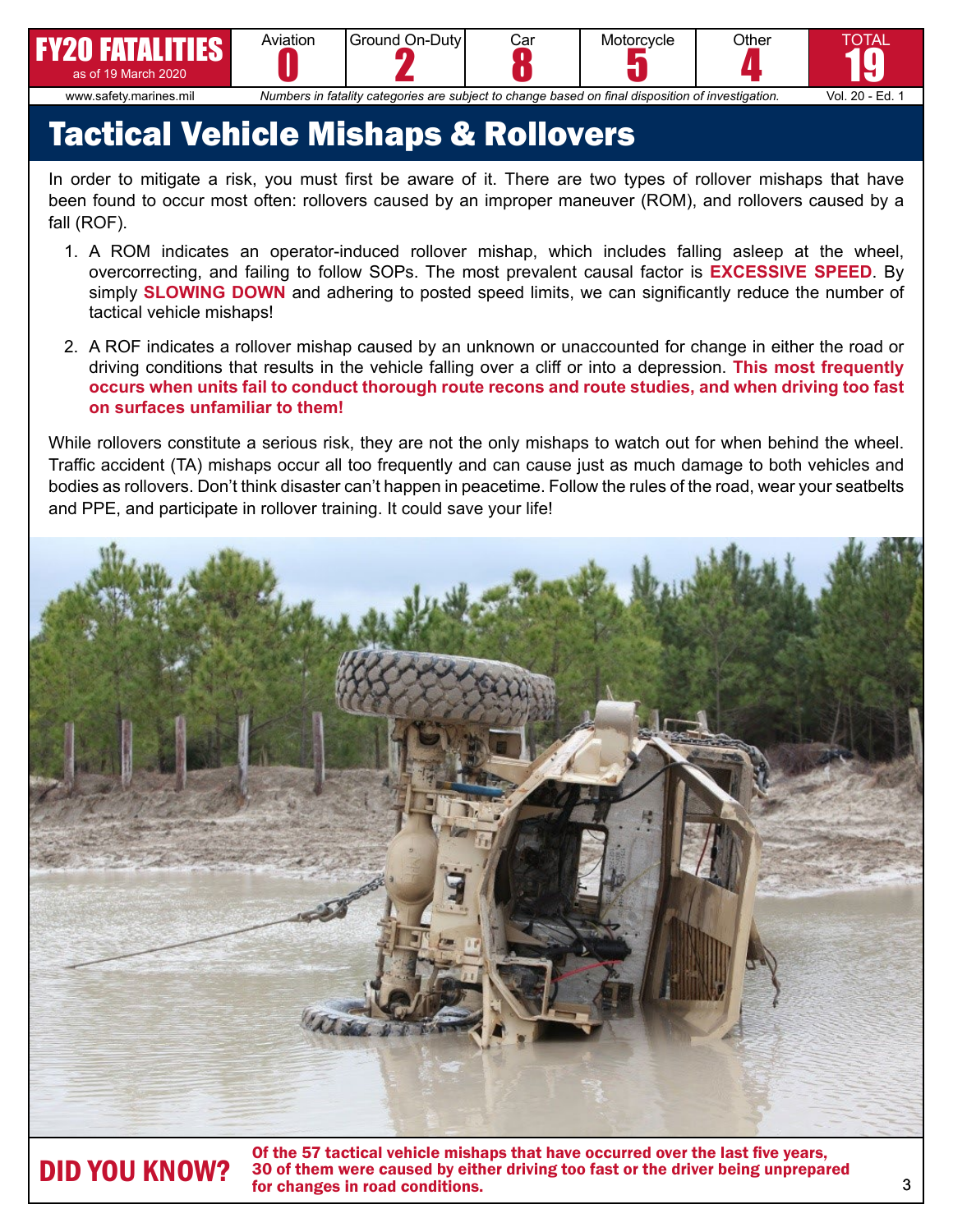| FY20 FATALITIES as of 19 March 2020 | Aviation | Ground On-Duty | Car | Motorcycle | Other | TOTAL |
|---|---|---|---|---|---|---|
| | 0 | 2 | 8 | 5 | 4 | 19 |

www.safety.marines.mil — *Numbers in fatality categories are subject to change based on final disposition of investigation.* — Vol. 20 - Ed. 1

# Tactical Vehicle Mishaps & Rollovers

In order to mitigate a risk, you must first be aware of it. There are two types of rollover mishaps that have been found to occur most often: rollovers caused by an improper maneuver (ROM), and rollovers caused by a fall (ROF).

1. A ROM indicates an operator-induced rollover mishap, which includes falling asleep at the wheel, overcorrecting, and failing to follow SOPs. The most prevalent causal factor is **EXCESSIVE SPEED**. By simply **SLOWING DOWN** and adhering to posted speed limits, we can significantly reduce the number of tactical vehicle mishaps!

2. A ROF indicates a rollover mishap caused by an unknown or unaccounted for change in either the road or driving conditions that results in the vehicle falling over a cliff or into a depression. **This most frequently occurs when units fail to conduct thorough route recons and route studies, and when driving too fast on surfaces unfamiliar to them!**

While rollovers constitute a serious risk, they are not the only mishaps to watch out for when behind the wheel. Traffic accident (TA) mishaps occur all too frequently and can cause just as much damage to both vehicles and bodies as rollovers. Don't think disaster can't happen in peacetime. Follow the rules of the road, wear your seatbelts and PPE, and participate in rollover training. It could save your life!

**DID YOU KNOW?** **Of the 57 tactical vehicle mishaps that have occurred over the last five years, 30 of them were caused by either driving too fast or the driver being unprepared for changes in road conditions.**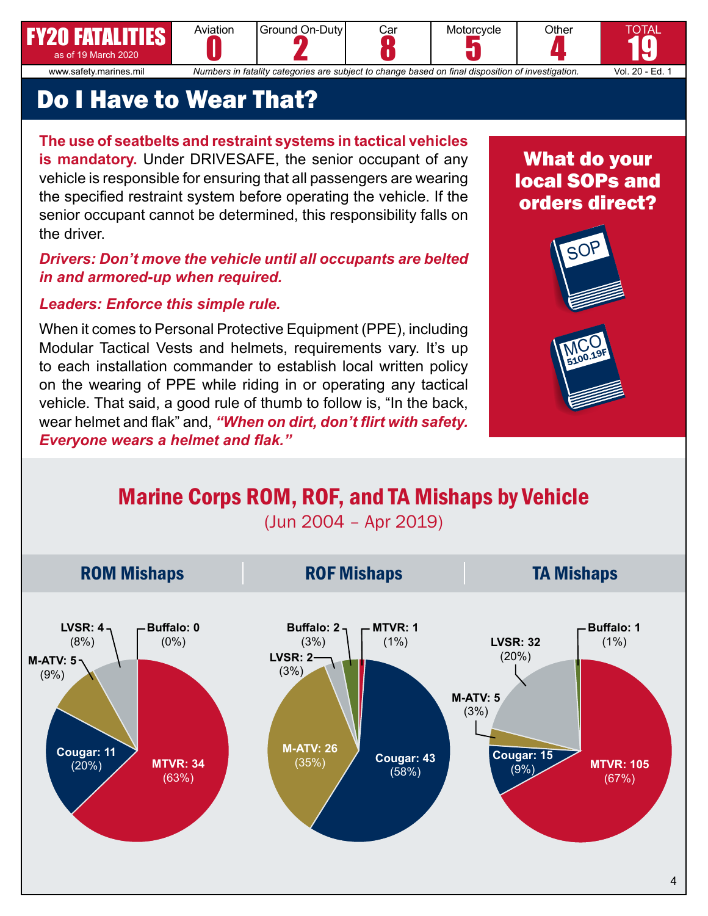| FY20 FATALITIES as of 19 March 2020 | Aviation | Ground On-Duty | Car | Motorcycle | Other | TOTAL |
|---|---|---|---|---|---|---|
| | 0 | 2 | 8 | 5 | 4 | 19 |

www.safety.marines.mil — *Numbers in fatality categories are subject to change based on final disposition of investigation.* — Vol. 20 - Ed. 1

# Do I Have to Wear That?

**The use of seatbelts and restraint systems in tactical vehicles is mandatory.** Under DRIVESAFE, the senior occupant of any vehicle is responsible for ensuring that all passengers are wearing the specified restraint system before operating the vehicle. If the senior occupant cannot be determined, this responsibility falls on the driver.

***Drivers: Don't move the vehicle until all occupants are belted in and armored-up when required.***

***Leaders: Enforce this simple rule.***

When it comes to Personal Protective Equipment (PPE), including Modular Tactical Vests and helmets, requirements vary. It's up to each installation commander to establish local written policy on the wearing of PPE while riding in or operating any tactical vehicle. That said, a good rule of thumb to follow is, "In the back, wear helmet and flak" and, ***"When on dirt, don't flirt with safety. Everyone wears a helmet and flak."***

**What do your local SOPs and orders direct?**

SOP

MCO 5100.19F

## Marine Corps ROM, ROF, and TA Mishaps by Vehicle

(Jun 2004 – Apr 2019)

### ROM Mishaps

| Vehicle | Mishaps | Percent |
|---|---|---|
| MTVR | 34 | 63% |
| Cougar | 11 | 20% |
| M-ATV | 5 | 9% |
| LVSR | 4 | 8% |
| Buffalo | 0 | 0% |

### ROF Mishaps

| Vehicle | Mishaps | Percent |
|---|---|---|
| Cougar | 43 | 58% |
| M-ATV | 26 | 35% |
| LVSR | 2 | 3% |
| Buffalo | 2 | 3% |
| MTVR | 1 | 1% |

### TA Mishaps

| Vehicle | Mishaps | Percent |
|---|---|---|
| MTVR | 105 | 67% |
| LVSR | 32 | 20% |
| Cougar | 15 | 9% |
| M-ATV | 5 | 3% |
| Buffalo | 1 | 1% |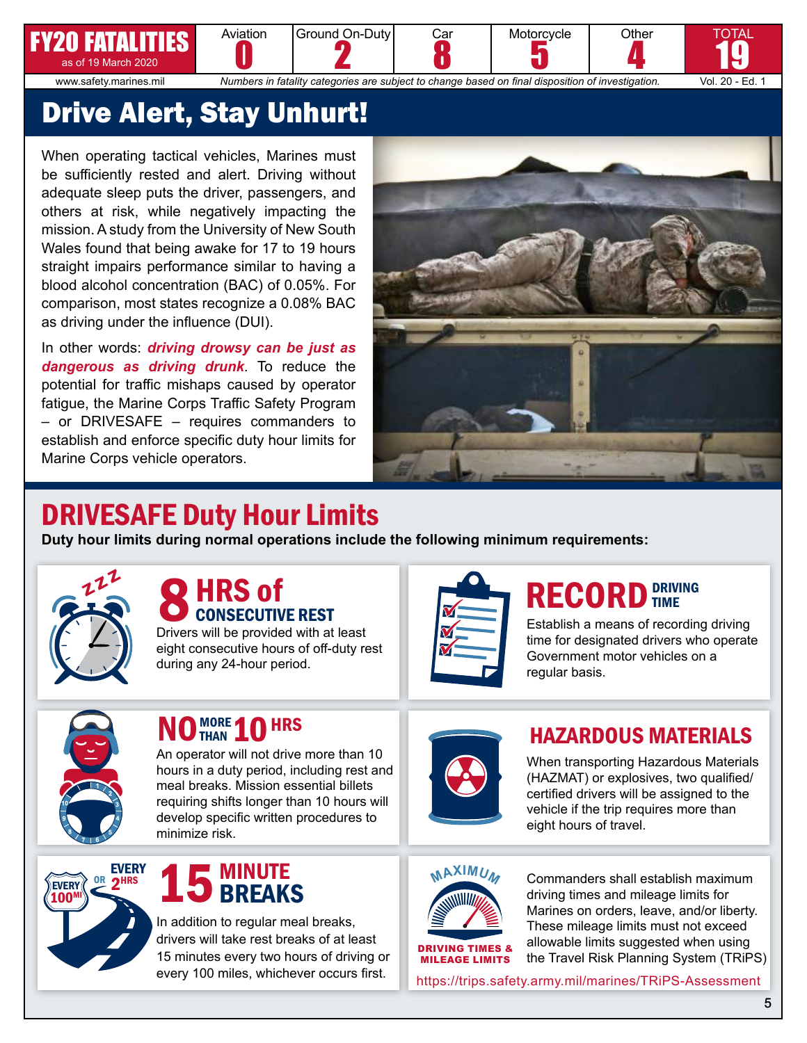| FY20 FATALITIES as of 19 March 2020 | Aviation | Ground On-Duty | Car | Motorcycle | Other | TOTAL |
|---|---|---|---|---|---|---|
| | 0 | 2 | 8 | 5 | 4 | 19 |

www.safety.marines.mil — *Numbers in fatality categories are subject to change based on final disposition of investigation.* — Vol. 20 - Ed. 1

# Drive Alert, Stay Unhurt!

When operating tactical vehicles, Marines must be sufficiently rested and alert. Driving without adequate sleep puts the driver, passengers, and others at risk, while negatively impacting the mission. A study from the University of New South Wales found that being awake for 17 to 19 hours straight impairs performance similar to having a blood alcohol concentration (BAC) of 0.05%. For comparison, most states recognize a 0.08% BAC as driving under the influence (DUI).

In other words: ***driving drowsy can be just as dangerous as driving drunk***. To reduce the potential for traffic mishaps caused by operator fatigue, the Marine Corps Traffic Safety Program – or DRIVESAFE – requires commanders to establish and enforce specific duty hour limits for Marine Corps vehicle operators.

## DRIVESAFE Duty Hour Limits

**Duty hour limits during normal operations include the following minimum requirements:**

### 8 HRS of CONSECUTIVE REST

Drivers will be provided with at least eight consecutive hours of off-duty rest during any 24-hour period.

### RECORD DRIVING TIME

Establish a means of recording driving time for designated drivers who operate Government motor vehicles on a regular basis.

### NO MORE THAN 10 HRS

An operator will not drive more than 10 hours in a duty period, including rest and meal breaks. Mission essential billets requiring shifts longer than 10 hours will develop specific written procedures to minimize risk.

### HAZARDOUS MATERIALS

When transporting Hazardous Materials (HAZMAT) or explosives, two qualified/certified drivers will be assigned to the vehicle if the trip requires more than eight hours of travel.

### 15 MINUTE BREAKS

EVERY 100MI OR EVERY 2HRS

In addition to regular meal breaks, drivers will take rest breaks of at least 15 minutes every two hours of driving or every 100 miles, whichever occurs first.

### MAXIMUM DRIVING TIMES & MILEAGE LIMITS

Commanders shall establish maximum driving times and mileage limits for Marines on orders, leave, and/or liberty. These mileage limits must not exceed allowable limits suggested when using the Travel Risk Planning System (TRiPS)

https://trips.safety.army.mil/marines/TRiPS-Assessment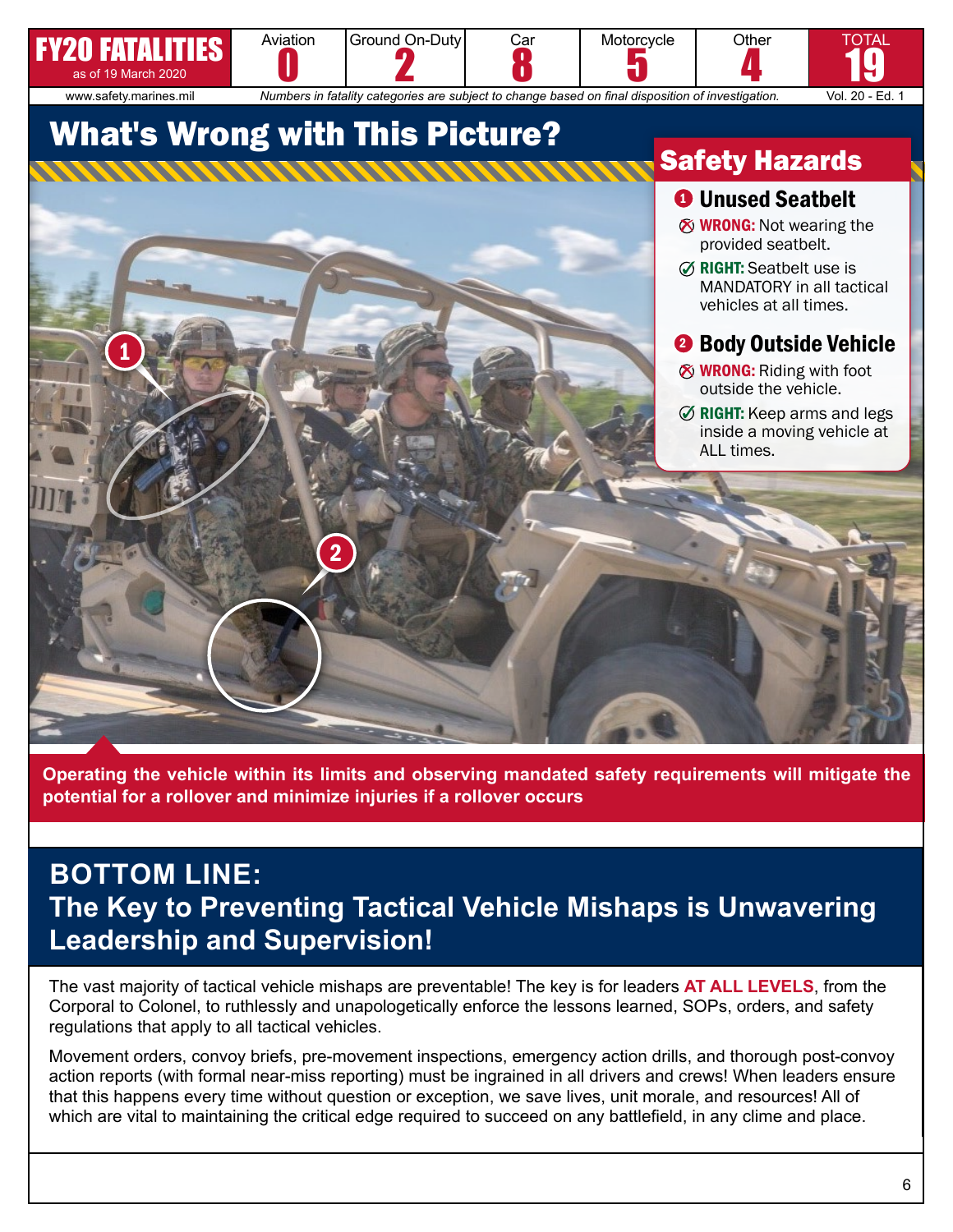| FY20 FATALITIES as of 19 March 2020 | Aviation | Ground On-Duty | Car | Motorcycle | Other | TOTAL |
|---|---|---|---|---|---|---|
| | 0 | 2 | 8 | 5 | 4 | 19 |

www.safety.marines.mil *Numbers in fatality categories are subject to change based on final disposition of investigation.* Vol. 20 - Ed. 1

# What's Wrong with This Picture?

## Safety Hazards

### 1 Unused Seatbelt

- **WRONG:** Not wearing the provided seatbelt.
- **RIGHT:** Seatbelt use is MANDATORY in all tactical vehicles at all times.

### 2 Body Outside Vehicle

- **WRONG:** Riding with foot outside the vehicle.
- **RIGHT:** Keep arms and legs inside a moving vehicle at ALL times.

**Operating the vehicle within its limits and observing mandated safety requirements will mitigate the potential for a rollover and minimize injuries if a rollover occurs**

## BOTTOM LINE: The Key to Preventing Tactical Vehicle Mishaps is Unwavering Leadership and Supervision!

The vast majority of tactical vehicle mishaps are preventable! The key is for leaders **AT ALL LEVELS**, from the Corporal to Colonel, to ruthlessly and unapologetically enforce the lessons learned, SOPs, orders, and safety regulations that apply to all tactical vehicles.

Movement orders, convoy briefs, pre-movement inspections, emergency action drills, and thorough post-convoy action reports (with formal near-miss reporting) must be ingrained in all drivers and crews! When leaders ensure that this happens every time without question or exception, we save lives, unit morale, and resources! All of which are vital to maintaining the critical edge required to succeed on any battlefield, in any clime and place.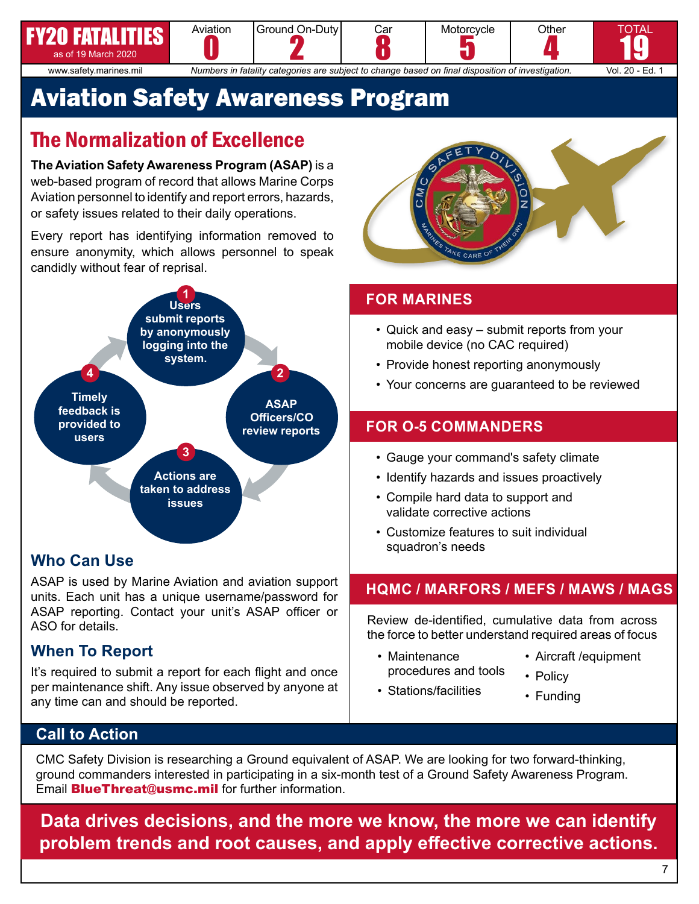| FY20 FATALITIES as of 19 March 2020 | Aviation | Ground On-Duty | Car | Motorcycle | Other | TOTAL |
|---|---|---|---|---|---|---|
| | 0 | 2 | 8 | 5 | 4 | 19 |

www.safety.marines.mil — *Numbers in fatality categories are subject to change based on final disposition of investigation.* — Vol. 20 - Ed. 1

# Aviation Safety Awareness Program

## The Normalization of Excellence

**The Aviation Safety Awareness Program (ASAP)** is a web-based program of record that allows Marine Corps Aviation personnel to identify and report errors, hazards, or safety issues related to their daily operations.

Every report has identifying information removed to ensure anonymity, which allows personnel to speak candidly without fear of reprisal.

1. Users submit reports by anonymously logging into the system.
2. ASAP Officers/CO review reports
3. Actions are taken to address issues
4. Timely feedback is provided to users

### Who Can Use

ASAP is used by Marine Aviation and aviation support units. Each unit has a unique username/password for ASAP reporting. Contact your unit's ASAP officer or ASO for details.

### When To Report

It's required to submit a report for each flight and once per maintenance shift. Any issue observed by anyone at any time can and should be reported.

### FOR MARINES

- Quick and easy – submit reports from your mobile device (no CAC required)
- Provide honest reporting anonymously
- Your concerns are guaranteed to be reviewed

### FOR O-5 COMMANDERS

- Gauge your command's safety climate
- Identify hazards and issues proactively
- Compile hard data to support and validate corrective actions
- Customize features to suit individual squadron's needs

### HQMC / MARFORS / MEFS / MAWS / MAGS

Review de-identified, cumulative data from across the force to better understand required areas of focus

- Maintenance procedures and tools
- Stations/facilities
- Aircraft /equipment
- Policy
- Funding

## Call to Action

CMC Safety Division is researching a Ground equivalent of ASAP. We are looking for two forward-thinking, ground commanders interested in participating in a six-month test of a Ground Safety Awareness Program. Email **BlueThreat@usmc.mil** for further information.

**Data drives decisions, and the more we know, the more we can identify problem trends and root causes, and apply effective corrective actions.**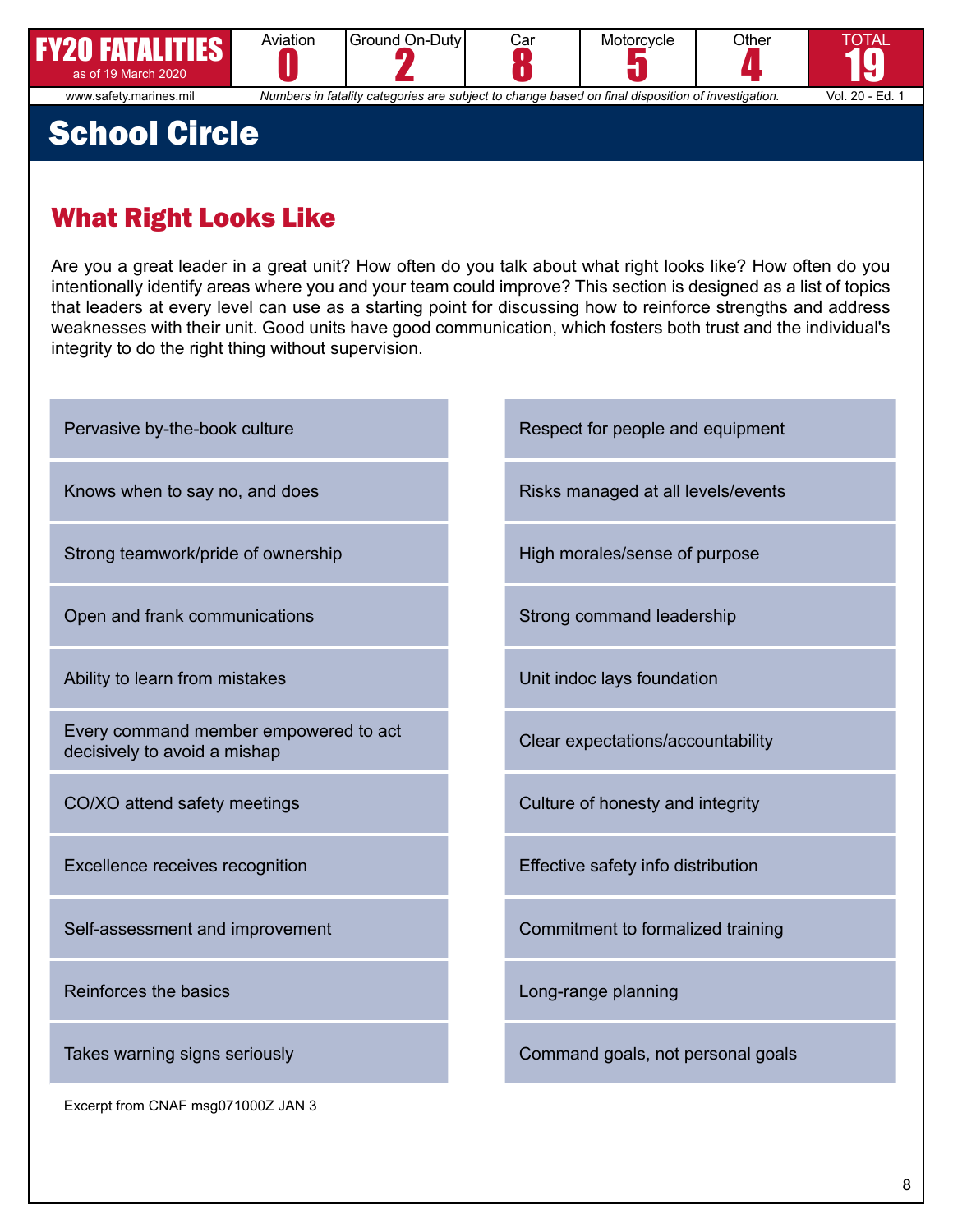| FY20 FATALITIES as of 19 March 2020 | Aviation | Ground On-Duty | Car | Motorcycle | Other | TOTAL |
|---|---|---|---|---|---|---|
| | 0 | 2 | 8 | 5 | 4 | 19 |

www.safety.marines.mil *Numbers in fatality categories are subject to change based on final disposition of investigation.* Vol. 20 - Ed. 1

# School Circle

## What Right Looks Like

Are you a great leader in a great unit? How often do you talk about what right looks like? How often do you intentionally identify areas where you and your team could improve? This section is designed as a list of topics that leaders at every level can use as a starting point for discussing how to reinforce strengths and address weaknesses with their unit. Good units have good communication, which fosters both trust and the individual's integrity to do the right thing without supervision.

- Pervasive by-the-book culture
- Knows when to say no, and does
- Strong teamwork/pride of ownership
- Open and frank communications
- Ability to learn from mistakes
- Every command member empowered to act decisively to avoid a mishap
- CO/XO attend safety meetings
- Excellence receives recognition
- Self-assessment and improvement
- Reinforces the basics
- Takes warning signs seriously
- Respect for people and equipment
- Risks managed at all levels/events
- High morales/sense of purpose
- Strong command leadership
- Unit indoc lays foundation
- Clear expectations/accountability
- Culture of honesty and integrity
- Effective safety info distribution
- Commitment to formalized training
- Long-range planning
- Command goals, not personal goals

Excerpt from CNAF msg071000Z JAN 3